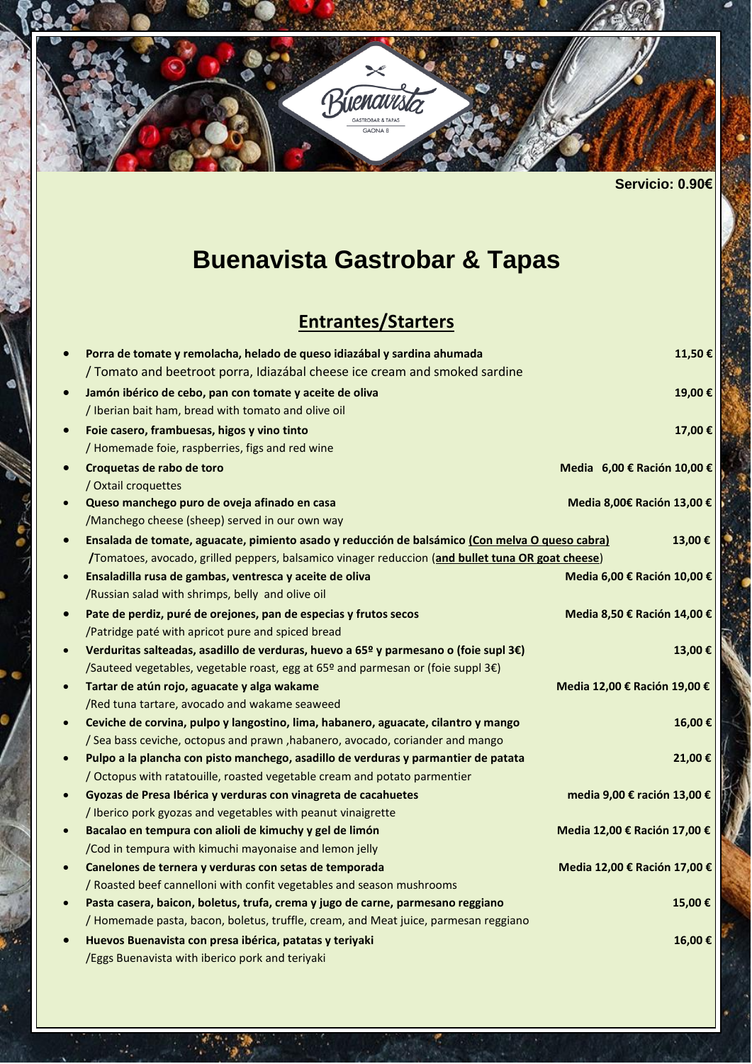Servicio: 0.90€

# Buenavista Gastrobar & Tapas

## Entrantes/Starters

- **Porra de tomate y remolacha, helado de queso idiazábal y sardina ahumada** **11,50 €**
  / Tomato and beetroot porra, Idiazábal cheese ice cream and smoked sardine
- **Jamón ibérico de cebo, pan con tomate y aceite de oliva** **19,00 €**
  / Iberian bait ham, bread with tomato and olive oil
- **Foie casero, frambuesas, higos y vino tinto** **17,00 €**
  / Homemade foie, raspberries, figs and red wine
- **Croquetas de rabo de toro** **Media 6,00 € Ración 10,00 €**
  / Oxtail croquettes
- **Queso manchego puro de oveja afinado en casa** **Media 8,00€ Ración 13,00 €**
  /Manchego cheese (sheep) served in our own way
- **Ensalada de tomate, aguacate, pimiento asado y reducción de balsámico (Con melva O queso cabra)** **13,00 €**
  **/**Tomatoes, avocado, grilled peppers, balsamico vinager reduccion (**and bullet tuna OR goat cheese**)
- **Ensaladilla rusa de gambas, ventresca y aceite de oliva** **Media 6,00 € Ración 10,00 €**
  /Russian salad with shrimps, belly and olive oil
- **Pate de perdiz, puré de orejones, pan de especias y frutos secos** **Media 8,50 € Ración 14,00 €**
  /Patridge paté with apricot pure and spiced bread
- **Verduritas salteadas, asadillo de verduras, huevo a 65º y parmesano o (foie supl 3€)** **13,00 €**
  /Sauteed vegetables, vegetable roast, egg at 65º and parmesan or (foie suppl 3€)
- **Tartar de atún rojo, aguacate y alga wakame** **Media 12,00 € Ración 19,00 €**
  /Red tuna tartare, avocado and wakame seaweed
- **Ceviche de corvina, pulpo y langostino, lima, habanero, aguacate, cilantro y mango** **16,00 €**
  / Sea bass ceviche, octopus and prawn ,habanero, avocado, coriander and mango
- **Pulpo a la plancha con pisto manchego, asadillo de verduras y parmantier de patata** **21,00 €**
  / Octopus with ratatouille, roasted vegetable cream and potato parmentier
- **Gyozas de Presa Ibérica y verduras con vinagreta de cacahuetes** **media 9,00 € ración 13,00 €**
  / Iberico pork gyozas and vegetables with peanut vinaigrette
- **Bacalao en tempura con alioli de kimuchy y gel de limón** **Media 12,00 € Ración 17,00 €**
  /Cod in tempura with kimuchi mayonaise and lemon jelly
- **Canelones de ternera y verduras con setas de temporada** **Media 12,00 € Ración 17,00 €**
  / Roasted beef cannelloni with confit vegetables and season mushrooms
- **Pasta casera, baicon, boletus, trufa, crema y jugo de carne, parmesano reggiano** **15,00 €**
  / Homemade pasta, bacon, boletus, truffle, cream, and Meat juice, parmesan reggiano
- **Huevos Buenavista con presa ibérica, patatas y teriyaki** **16,00 €**
  /Eggs Buenavista with iberico pork and teriyaki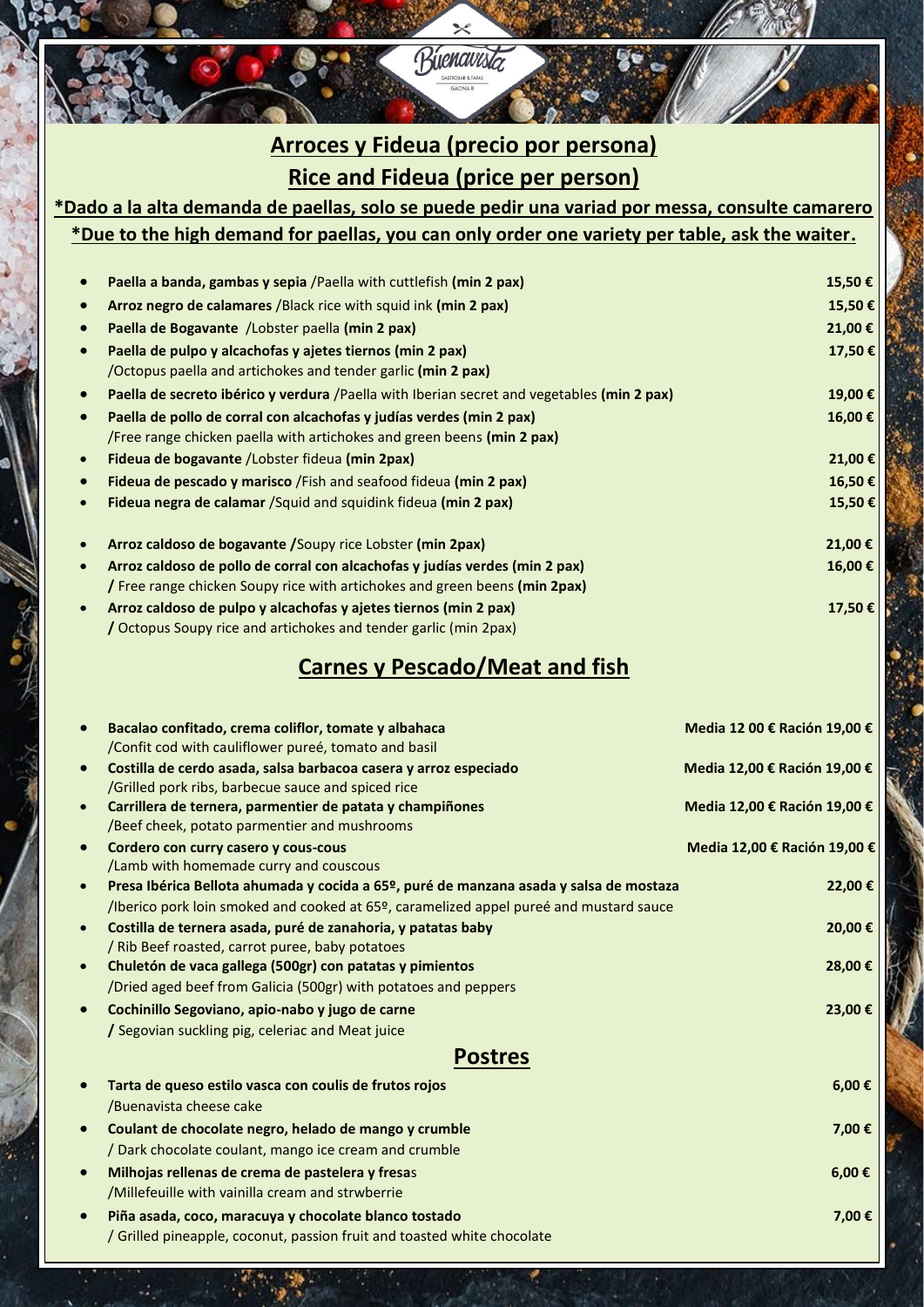## Arroces y Fideua (precio por persona)

## Rice and Fideua (price per person)

**\*Dado a la alta demanda de paellas, solo se puede pedir una variad por messa, consulte camarero**

**\*Due to the high demand for paellas, you can only order one variety per table, ask the waiter.**

- **Paella a banda, gambas y sepia** /Paella with cuttlefish **(min 2 pax)** — **15,50 €**
- **Arroz negro de calamares** /Black rice with squid ink **(min 2 pax)** — **15,50 €**
- **Paella de Bogavante** /Lobster paella **(min 2 pax)** — **21,00 €**
- **Paella de pulpo y alcachofas y ajetes tiernos (min 2 pax)** /Octopus paella and artichokes and tender garlic **(min 2 pax)** — **17,50 €**
- **Paella de secreto ibérico y verdura** /Paella with Iberian secret and vegetables **(min 2 pax)** — **19,00 €**
- **Paella de pollo de corral con alcachofas y judías verdes (min 2 pax)** /Free range chicken paella with artichokes and green beens **(min 2 pax)** — **16,00 €**
- **Fideua de bogavante** /Lobster fideua **(min 2pax)** — **21,00 €**
- **Fideua de pescado y marisco** /Fish and seafood fideua **(min 2 pax)** — **16,50 €**
- **Fideua negra de calamar** /Squid and squidink fideua **(min 2 pax)** — **15,50 €**

- **Arroz caldoso de bogavante /**Soupy rice Lobster **(min 2pax)** — **21,00 €**
- **Arroz caldoso de pollo de corral con alcachofas y judías verdes (min 2 pax)** **/** Free range chicken Soupy rice with artichokes and green beens **(min 2pax)** — **16,00 €**
- **Arroz caldoso de pulpo y alcachofas y ajetes tiernos (min 2 pax)** **/** Octopus Soupy rice and artichokes and tender garlic (min 2pax) — **17,50 €**

## Carnes y Pescado/Meat and fish

- **Bacalao confitado, crema coliflor, tomate y albahaca** /Confit cod with cauliflower pureé, tomato and basil — **Media 12 00 € Ración 19,00 €**
- **Costilla de cerdo asada, salsa barbacoa casera y arroz especiado** /Grilled pork ribs, barbecue sauce and spiced rice — **Media 12,00 € Ración 19,00 €**
- **Carrillera de ternera, parmentier de patata y champiñones** /Beef cheek, potato parmentier and mushrooms — **Media 12,00 € Ración 19,00 €**
- **Cordero con curry casero y cous-cous** /Lamb with homemade curry and couscous — **Media 12,00 € Ración 19,00 €**
- **Presa Ibérica Bellota ahumada y cocida a 65º, puré de manzana asada y salsa de mostaza** /Iberico pork loin smoked and cooked at 65º, caramelized appel pureé and mustard sauce — **22,00 €**
- **Costilla de ternera asada, puré de zanahoria, y patatas baby** / Rib Beef roasted, carrot puree, baby potatoes — **20,00 €**
- **Chuletón de vaca gallega (500gr) con patatas y pimientos** /Dried aged beef from Galicia (500gr) with potatoes and peppers — **28,00 €**
- **Cochinillo Segoviano, apio-nabo y jugo de carne** **/** Segovian suckling pig, celeriac and Meat juice — **23,00 €**

## Postres

- **Tarta de queso estilo vasca con coulis de frutos rojos** /Buenavista cheese cake — **6,00 €**
- **Coulant de chocolate negro, helado de mango y crumble** / Dark chocolate coulant, mango ice cream and crumble — **7,00 €**
- **Milhojas rellenas de crema de pastelera y fresa**s /Millefeuille with vainilla cream and strwberrie — **6,00 €**
- **Piña asada, coco, maracuya y chocolate blanco tostado** / Grilled pineapple, coconut, passion fruit and toasted white chocolate — **7,00 €**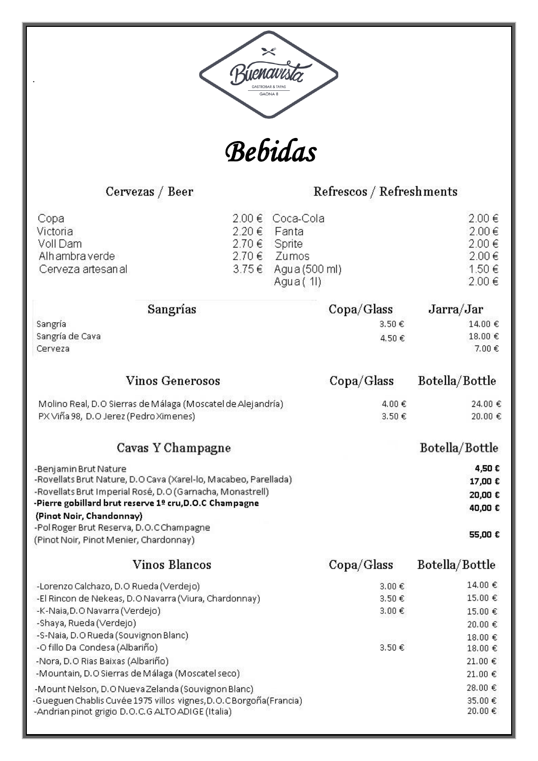Buenavista
GASTROBAR & TAPAS
GAONA 8

# Bebidas

## Cervezas / Beer

| | |
|---|---|
| Copa | 2.00 € |
| Victoria | 2.20 € |
| Voll Dam | 2.70 € |
| Alhambra verde | 2.70 € |
| Cerveza artesanal | 3.75 € |

## Refrescos / Refreshments

| | |
|---|---|
| Coca-Cola | 2.00 € |
| Fanta | 2.00 € |
| Sprite | 2.00 € |
| Zumos | 2.00 € |
| Agua (500 ml) | 1.50 € |
| Agua ( 1l) | 2.00 € |

## Sangrías

| Sangrías | Copa/Glass | Jarra/Jar |
|---|---|---|
| Sangría | 3.50 € | 14.00 € |
| Sangría de Cava | 4.50 € | 18.00 € |
| Cerveza | | 7.00 € |

## Vinos Generosos

| Vinos Generosos | Copa/Glass | Botella/Bottle |
|---|---|---|
| Molino Real, D.O Sierras de Málaga (Moscatel de Alejandría) | 4.00 € | 24.00 € |
| PX Viña 98, D.O Jerez (Pedro Ximenes) | 3.50 € | 20.00 € |

## Cavas Y Champagne

| Cavas Y Champagne | Botella/Bottle |
|---|---|
| -Benjamin Brut Nature | **4,50 €** |
| -Rovellats Brut Nature, D.O Cava (Xarel-lo, Macabeo, Parellada) | **17,00 €** |
| -Rovellats Brut Imperial Rosé, D.O (Garnacha, Monastrell) | **20,00 €** |
| **-Pierre gobillard brut reserve 1º cru,D.O.C Champagne (Pinot Noir, Chandonnay)** | **40,00 €** |
| -Pol Roger Brut Reserva, D.O.C Champagne (Pinot Noir, Pinot Menier, Chardonnay) | **55,00 €** |

## Vinos Blancos

| Vinos Blancos | Copa/Glass | Botella/Bottle |
|---|---|---|
| -Lorenzo Calchazo, D.O Rueda (Verdejo) | 3.00 € | 14.00 € |
| -El Rincon de Nekeas, D.O Navarra (Viura, Chardonnay) | 3.50 € | 15.00 € |
| -K-Naia, D.O Navarra (Verdejo) | 3.00 € | 15.00 € |
| -Shaya, Rueda (Verdejo) | | 20.00 € |
| -S-Naia, D.O Rueda (Souvignon Blanc) | | 18.00 € |
| -O fillo Da Condesa (Albariño) | 3.50 € | 18.00 € |
| -Nora, D.O Rias Baixas (Albariño) | | 21.00 € |
| -Mountain, D.O Sierras de Málaga (Moscatel seco) | | 21.00 € |
| -Mount Nelson, D.O Nueva Zelanda (Souvignon Blanc) | | 28.00 € |
| -Gueguen Chablis Cuvée 1975 villos vignes, D.O.C Borgoña (Francia) | | 35.00 € |
| -Andrian pinot grigio D.O.C.G ALTO ADIGE (Italia) | | 20.00 € |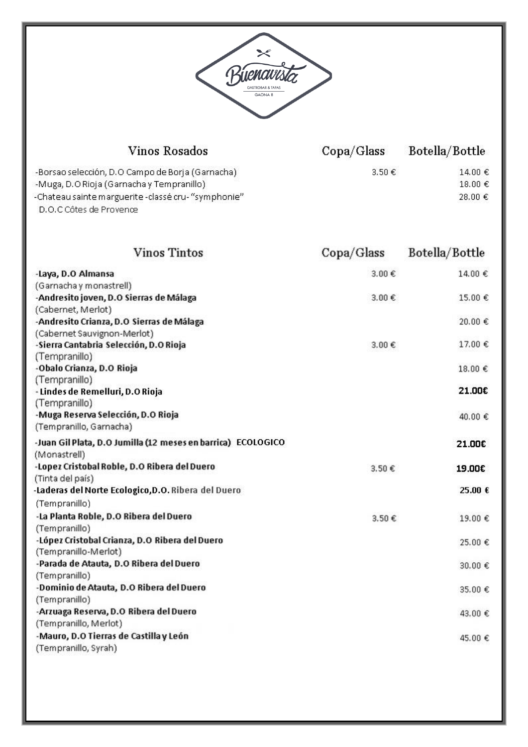Buenavista

GASTROBAR & TAPAS

GAONA 8

| Vinos Rosados | Copa/Glass | Botella/Bottle |
|---|---|---|
| -Borsao selección, D.O Campo de Borja (Garnacha) | 3.50 € | 14.00 € |
| -Muga, D.O Rioja (Garnacha y Tempranillo) | | 18.00 € |
| -Chateau sainte marguerite -classé cru- "symphonie" D.O.C Côtes de Provence | | 28.00 € |

| Vinos Tintos | Copa/Glass | Botella/Bottle |
|---|---|---|
| **-Laya, D.O Almansa** (Garnacha y monastrell) | 3.00 € | 14.00 € |
| **-Andresito joven, D.O Sierras de Málaga** (Cabernet, Merlot) | 3.00 € | 15.00 € |
| **-Andresito Crianza, D.O Sierras de Málaga** (Cabernet Sauvignon-Merlot) | | 20.00 € |
| **-Sierra Cantabria Selección, D.O Rioja** (Tempranillo) | 3.00 € | 17.00 € |
| **-Obalo Crianza, D.O Rioja** (Tempranillo) | | 18.00 € |
| **-Lindes de Remelluri, D.O Rioja** (Tempranillo) | | **21.00€** |
| **-Muga Reserva Selección, D.O Rioja** (Tempranillo, Garnacha) | | 40.00 € |
| **-Juan Gil Plata, D.O Jumilla (12 meses en barrica) ECOLOGICO** (Monastrell) | | **21.00€** |
| **-Lopez Cristobal Roble, D.O Ribera del Duero** (Tinta del país) | 3.50 € | **19.00€** |
| **-Laderas del Norte Ecologico,D.O.** Ribera del Duero (Tempranillo) | | **25.00 €** |
| **-La Planta Roble, D.O Ribera del Duero** (Tempranillo) | 3.50 € | 19.00 € |
| **-López Cristobal Crianza, D.O Ribera del Duero** (Tempranillo-Merlot) | | 25.00 € |
| **-Parada de Atauta, D.O Ribera del Duero** (Tempranillo) | | 30.00 € |
| **-Dominio de Atauta, D.O Ribera del Duero** (Tempranillo) | | 35.00 € |
| **-Arzuaga Reserva, D.O Ribera del Duero** (Tempranillo, Merlot) | | 43.00 € |
| **-Mauro, D.O Tierras de Castilla y León** (Tempranillo, Syrah) | | 45.00 € |